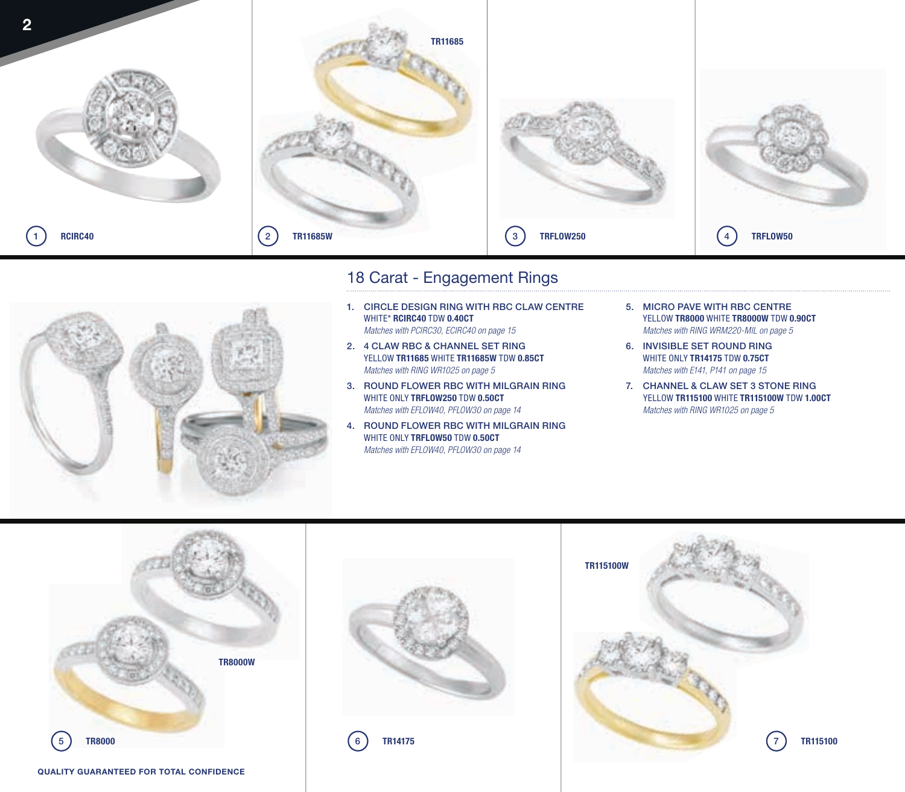1 RCIRC40

2 TR11685W

TR11685

3 TRFLOW250

4 TRFLOW50

# 18 Carat - Engagement Rings

1. **CIRCLE DESIGN RING WITH RBC CLAW CENTRE**
   WHITE* **RCIRC40** TDW **0.40CT**
   *Matches with PCIRC30, ECIRC40 on page 15*
2. **4 CLAW RBC & CHANNEL SET RING**
   YELLOW **TR11685** WHITE **TR11685W** TDW **0.85CT**
   *Matches with RING WR1025 on page 5*
3. **ROUND FLOWER RBC WITH MILGRAIN RING**
   WHITE ONLY **TRFLOW250** TDW **0.50CT**
   *Matches with EFLOW40, PFLOW30 on page 14*
4. **ROUND FLOWER RBC WITH MILGRAIN RING**
   WHITE ONLY **TRFLOW50** TDW **0.50CT**
   *Matches with EFLOW40, PFLOW30 on page 14*
5. **MICRO PAVE WITH RBC CENTRE**
   YELLOW **TR8000** WHITE **TR8000W** TDW **0.90CT**
   *Matches with RING WRM220-MIL on page 5*
6. **INVISIBLE SET ROUND RING**
   WHITE ONLY **TR14175** TDW **0.75CT**
   *Matches with E141, P141 on page 15*
7. **CHANNEL & CLAW SET 3 STONE RING**
   YELLOW **TR115100** WHITE **TR115100W** TDW **1.00CT**
   *Matches with RING WR1025 on page 5*

TR8000W

5 TR8000

6 TR14175

TR115100W

7 TR115100

**QUALITY GUARANTEED FOR TOTAL CONFIDENCE**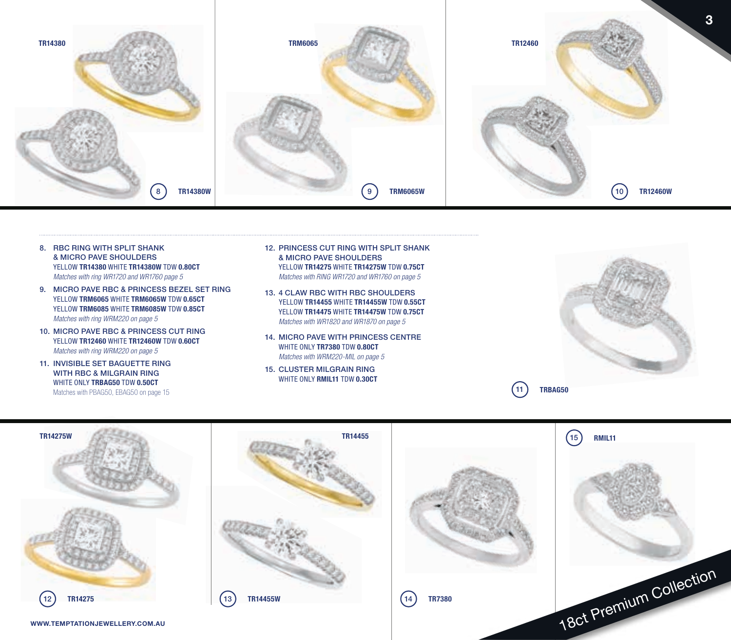TR14380

TRM6065

TR12460

8 TR14380W

9 TRM6065W

10 TR12460W

8. RBC RING WITH SPLIT SHANK & MICRO PAVE SHOULDERS
   YELLOW **TR14380** WHITE **TR14380W** TDW **0.80CT**
   *Matches with ring WR1720 and WR1760 page 5*
9. MICRO PAVE RBC & PRINCESS BEZEL SET RING
   YELLOW **TRM6065** WHITE **TRM6065W** TDW **0.65CT**
   YELLOW **TRM6085** WHITE **TRM6085W** TDW **0.85CT**
   *Matches with ring WRM220 on page 5*
10. MICRO PAVE RBC & PRINCESS CUT RING
    YELLOW **TR12460** WHITE **TR12460W** TDW **0.60CT**
    *Matches with ring WRM220 on page 5*
11. INVISIBLE SET BAGUETTE RING WITH RBC & MILGRAIN RING
    WHITE ONLY **TRBAG50** TDW **0.50CT**
    Matches with PBAG50, EBAG50 on page 15
12. PRINCESS CUT RING WITH SPLIT SHANK & MICRO PAVE SHOULDERS
    YELLOW **TR14275** WHITE **TR14275W** TDW **0.75CT**
    *Matches with RING WR1720 and WR1760 on page 5*
13. 4 CLAW RBC WITH RBC SHOULDERS
    YELLOW **TR14455** WHITE **TR14455W** TDW **0.55CT**
    YELLOW **TR14475** WHITE **TR14475W** TDW **0.75CT**
    *Matches with WR1820 and WR1870 on page 5*
14. MICRO PAVE WITH PRINCESS CENTRE
    WHITE ONLY **TR7380** TDW **0.80CT**
    *Matches with WRM220-MIL on page 5*
15. CLUSTER MILGRAIN RING
    WHITE ONLY **RMIL11** TDW **0.30CT**

11 TRBAG50

TR14275W

TR14455

15 RMIL11

12 TR14275

13 TR14455W

14 TR7380

WWW.TEMPTATIONJEWELLERY.COM.AU

18ct Premium Collection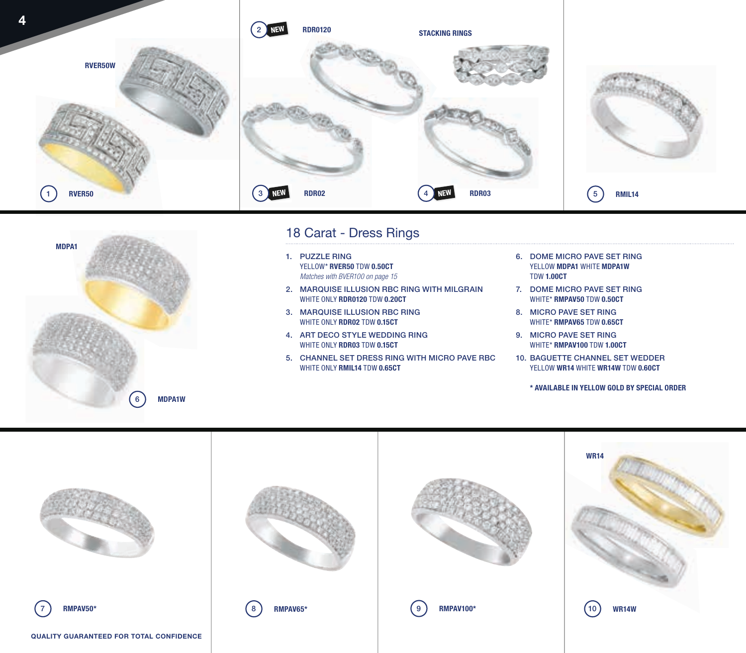RVER50W

1 RVER50

2 NEW RDR0120

STACKING RINGS

3 NEW RDR02

4 NEW RDR03

5 RMIL14

MDPA1

6 MDPA1W

## 18 Carat - Dress Rings

1. PUZZLE RING
   YELLOW* **RVER50** TDW **0.50CT**
   *Matches with BVER100 on page 15
2. MARQUISE ILLUSION RBC RING WITH MILGRAIN
   WHITE ONLY **RDR0120** TDW **0.20CT**
3. MARQUISE ILLUSION RBC RING
   WHITE ONLY **RDR02** TDW **0.15CT**
4. ART DECO STYLE WEDDING RING
   WHITE ONLY **RDR03** TDW **0.15CT**
5. CHANNEL SET DRESS RING WITH MICRO PAVE RBC
   WHITE ONLY **RMIL14** TDW **0.65CT**
6. DOME MICRO PAVE SET RING
   YELLOW **MDPA1** WHITE **MDPA1W**
   TDW **1.00CT**
7. DOME MICRO PAVE SET RING
   WHITE* **RMPAV50** TDW **0.50CT**
8. MICRO PAVE SET RING
   WHITE* **RMPAV65** TDW **0.65CT**
9. MICRO PAVE SET RING
   WHITE* **RMPAV100** TDW **1.00CT**
10. BAGUETTE CHANNEL SET WEDDER
    YELLOW **WR14** WHITE **WR14W** TDW **0.60CT**

**\* AVAILABLE IN YELLOW GOLD BY SPECIAL ORDER**

7 RMPAV50*

8 RMPAV65*

9 RMPAV100*

WR14

10 WR14W

QUALITY GUARANTEED FOR TOTAL CONFIDENCE